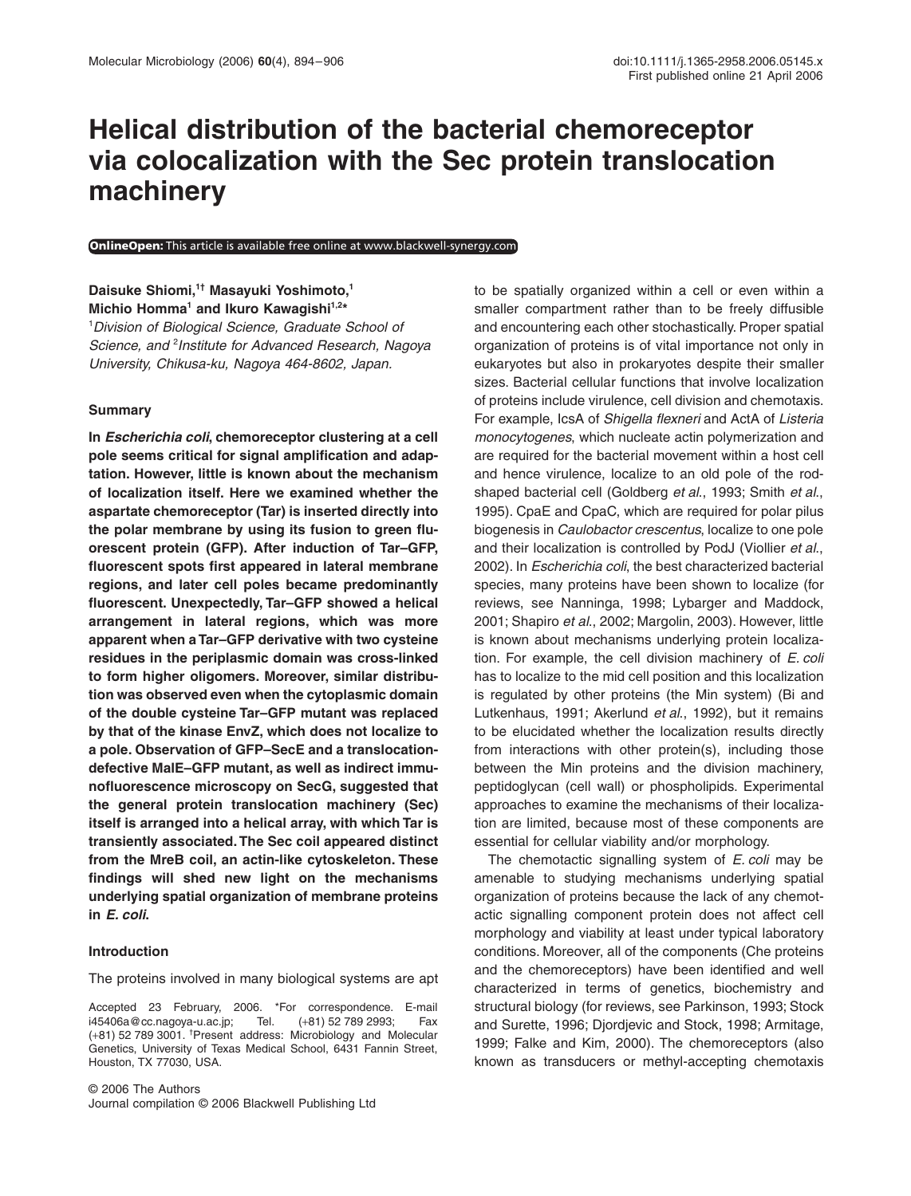# Helical distribution of the bacterial chemoreceptor via colocalization with the Sec protein translocation machinery

**OnlineOpen:** This article is available free online at www.blackwell-synergy.com

**Daisuke Shiomi,[1†] Masayuki Yoshimoto,[1] Michio Homma[1] and Ikuro Kawagishi[1,2*]**

[1]*Division of Biological Science, Graduate School of Science, and* [2]*Institute for Advanced Research, Nagoya University, Chikusa-ku, Nagoya 464-8602, Japan.*

## Summary

**In *Escherichia coli*, chemoreceptor clustering at a cell pole seems critical for signal amplification and adaptation. However, little is known about the mechanism of localization itself. Here we examined whether the aspartate chemoreceptor (Tar) is inserted directly into the polar membrane by using its fusion to green fluorescent protein (GFP). After induction of Tar–GFP, fluorescent spots first appeared in lateral membrane regions, and later cell poles became predominantly fluorescent. Unexpectedly, Tar–GFP showed a helical arrangement in lateral regions, which was more apparent when a Tar–GFP derivative with two cysteine residues in the periplasmic domain was cross-linked to form higher oligomers. Moreover, similar distribution was observed even when the cytoplasmic domain of the double cysteine Tar–GFP mutant was replaced by that of the kinase EnvZ, which does not localize to a pole. Observation of GFP–SecE and a translocation-defective MalE–GFP mutant, as well as indirect immunofluorescence microscopy on SecG, suggested that the general protein translocation machinery (Sec) itself is arranged into a helical array, with which Tar is transiently associated. The Sec coil appeared distinct from the MreB coil, an actin-like cytoskeleton. These findings will shed new light on the mechanisms underlying spatial organization of membrane proteins in *E. coli*.**

## Introduction

The proteins involved in many biological systems are apt to be spatially organized within a cell or even within a smaller compartment rather than to be freely diffusible and encountering each other stochastically. Proper spatial organization of proteins is of vital importance not only in eukaryotes but also in prokaryotes despite their smaller sizes. Bacterial cellular functions that involve localization of proteins include virulence, cell division and chemotaxis. For example, IcsA of *Shigella flexneri* and ActA of *Listeria monocytogenes*, which nucleate actin polymerization and are required for the bacterial movement within a host cell and hence virulence, localize to an old pole of the rod-shaped bacterial cell (Goldberg *et al*., 1993; Smith *et al*., 1995). CpaE and CpaC, which are required for polar pilus biogenesis in *Caulobactor crescentus*, localize to one pole and their localization is controlled by PodJ (Viollier *et al*., 2002). In *Escherichia coli*, the best characterized bacterial species, many proteins have been shown to localize (for reviews, see Nanninga, 1998; Lybarger and Maddock, 2001; Shapiro *et al*., 2002; Margolin, 2003). However, little is known about mechanisms underlying protein localization. For example, the cell division machinery of *E. coli* has to localize to the mid cell position and this localization is regulated by other proteins (the Min system) (Bi and Lutkenhaus, 1991; Akerlund *et al*., 1992), but it remains to be elucidated whether the localization results directly from interactions with other protein(s), including those between the Min proteins and the division machinery, peptidoglycan (cell wall) or phospholipids. Experimental approaches to examine the mechanisms of their localization are limited, because most of these components are essential for cellular viability and/or morphology.

The chemotactic signalling system of *E. coli* may be amenable to studying mechanisms underlying spatial organization of proteins because the lack of any chemotactic signalling component protein does not affect cell morphology and viability at least under typical laboratory conditions. Moreover, all of the components (Che proteins and the chemoreceptors) have been identified and well characterized in terms of genetics, biochemistry and structural biology (for reviews, see Parkinson, 1993; Stock and Surette, 1996; Djordjevic and Stock, 1998; Armitage, 1999; Falke and Kim, 2000). The chemoreceptors (also known as transducers or methyl-accepting chemotaxis

Accepted 23 February, 2006. *For correspondence. E-mail i45406a@cc.nagoya-u.ac.jp; Tel. (+81) 52 789 2993; Fax (+81) 52 789 3001. †Present address: Microbiology and Molecular Genetics, University of Texas Medical School, 6431 Fannin Street, Houston, TX 77030, USA.

© 2006 The Authors
Journal compilation © 2006 Blackwell Publishing Ltd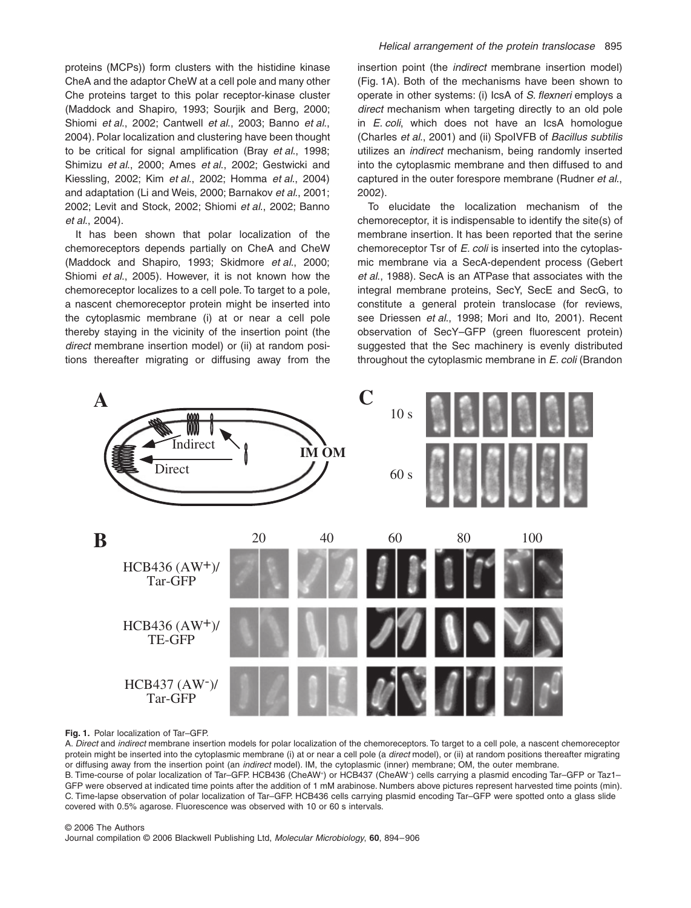proteins (MCPs)) form clusters with the histidine kinase CheA and the adaptor CheW at a cell pole and many other Che proteins target to this polar receptor-kinase cluster (Maddock and Shapiro, 1993; Sourjik and Berg, 2000; Shiomi *et al*., 2002; Cantwell *et al*., 2003; Banno *et al*., 2004). Polar localization and clustering have been thought to be critical for signal amplification (Bray *et al*., 1998; Shimizu *et al*., 2000; Ames *et al*., 2002; Gestwicki and Kiessling, 2002; Kim *et al*., 2002; Homma *et al*., 2004) and adaptation (Li and Weis, 2000; Barnakov *et al*., 2001; 2002; Levit and Stock, 2002; Shiomi *et al*., 2002; Banno *et al*., 2004).

It has been shown that polar localization of the chemoreceptors depends partially on CheA and CheW (Maddock and Shapiro, 1993; Skidmore *et al*., 2000; Shiomi *et al*., 2005). However, it is not known how the chemoreceptor localizes to a cell pole. To target to a pole, a nascent chemoreceptor protein might be inserted into the cytoplasmic membrane (i) at or near a cell pole thereby staying in the vicinity of the insertion point (the *direct* membrane insertion model) or (ii) at random positions thereafter migrating or diffusing away from the insertion point (the *indirect* membrane insertion model) (Fig. 1A). Both of the mechanisms have been shown to operate in other systems: (i) IcsA of *S. flexneri* employs a *direct* mechanism when targeting directly to an old pole in *E. coli*, which does not have an IcsA homologue (Charles *et al*., 2001) and (ii) SpoIVFB of *Bacillus subtilis* utilizes an *indirect* mechanism, being randomly inserted into the cytoplasmic membrane and then diffused to and captured in the outer forespore membrane (Rudner *et al*., 2002).

To elucidate the localization mechanism of the chemoreceptor, it is indispensable to identify the site(s) of membrane insertion. It has been reported that the serine chemoreceptor Tsr of *E. coli* is inserted into the cytoplasmic membrane via a SecA-dependent process (Gebert *et al*., 1988). SecA is an ATPase that associates with the integral membrane proteins, SecY, SecE and SecG, to constitute a general protein translocase (for reviews, see Driessen *et al*., 1998; Mori and Ito, 2001). Recent observation of SecY–GFP (green fluorescent protein) suggested that the Sec machinery is evenly distributed throughout the cytoplasmic membrane in *E. coli* (Brandon

**Fig. 1.** Polar localization of Tar–GFP.
A. *Direct* and *indirect* membrane insertion models for polar localization of the chemoreceptors. To target to a cell pole, a nascent chemoreceptor protein might be inserted into the cytoplasmic membrane (i) at or near a cell pole (a *direct* model), or (ii) at random positions thereafter migrating or diffusing away from the insertion point (an *indirect* model). IM, the cytoplasmic (inner) membrane; OM, the outer membrane.
B. Time-course of polar localization of Tar–GFP. HCB436 (CheAW⁺) or HCB437 (CheAW⁻) cells carrying a plasmid encoding Tar–GFP or Taz1–GFP were observed at indicated time points after the addition of 1 mM arabinose. Numbers above pictures represent harvested time points (min).
C. Time-lapse observation of polar localization of Tar–GFP. HCB436 cells carrying plasmid encoding Tar–GFP were spotted onto a glass slide covered with 0.5% agarose. Fluorescence was observed with 10 or 60 s intervals.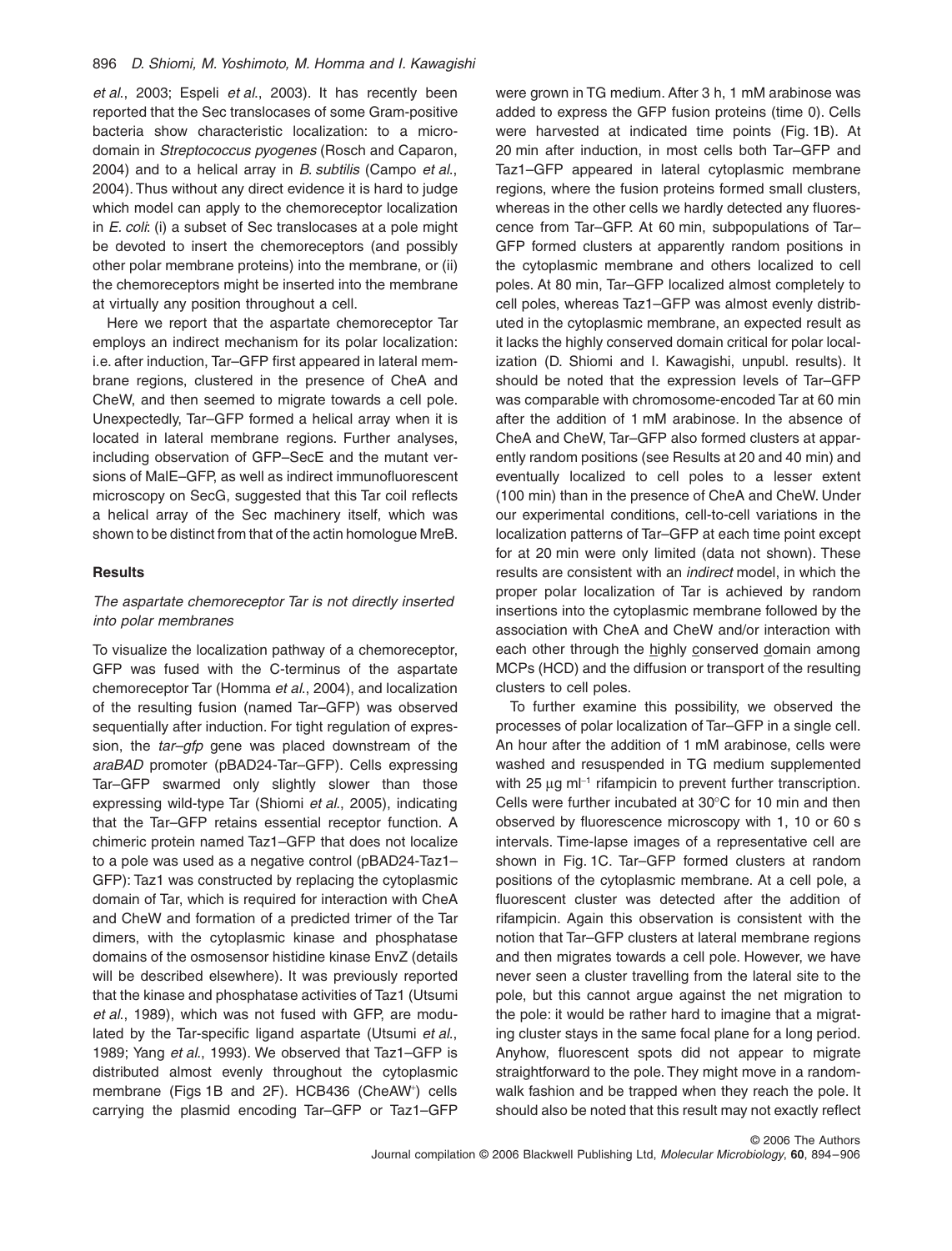*et al*., 2003; Espeli *et al*., 2003). It has recently been reported that the Sec translocases of some Gram-positive bacteria show characteristic localization: to a microdomain in *Streptococcus pyogenes* (Rosch and Caparon, 2004) and to a helical array in *B. subtilis* (Campo *et al*., 2004). Thus without any direct evidence it is hard to judge which model can apply to the chemoreceptor localization in *E. coli*: (i) a subset of Sec translocases at a pole might be devoted to insert the chemoreceptors (and possibly other polar membrane proteins) into the membrane, or (ii) the chemoreceptors might be inserted into the membrane at virtually any position throughout a cell.

Here we report that the aspartate chemoreceptor Tar employs an indirect mechanism for its polar localization: i.e. after induction, Tar–GFP first appeared in lateral membrane regions, clustered in the presence of CheA and CheW, and then seemed to migrate towards a cell pole. Unexpectedly, Tar–GFP formed a helical array when it is located in lateral membrane regions. Further analyses, including observation of GFP–SecE and the mutant versions of MalE–GFP, as well as indirect immunofluorescent microscopy on SecG, suggested that this Tar coil reflects a helical array of the Sec machinery itself, which was shown to be distinct from that of the actin homologue MreB.

## Results

### *The aspartate chemoreceptor Tar is not directly inserted into polar membranes*

To visualize the localization pathway of a chemoreceptor, GFP was fused with the C-terminus of the aspartate chemoreceptor Tar (Homma *et al*., 2004), and localization of the resulting fusion (named Tar–GFP) was observed sequentially after induction. For tight regulation of expression, the *tar–gfp* gene was placed downstream of the *araBAD* promoter (pBAD24-Tar–GFP). Cells expressing Tar–GFP swarmed only slightly slower than those expressing wild-type Tar (Shiomi *et al*., 2005), indicating that the Tar–GFP retains essential receptor function. A chimeric protein named Taz1–GFP that does not localize to a pole was used as a negative control (pBAD24-Taz1–GFP): Taz1 was constructed by replacing the cytoplasmic domain of Tar, which is required for interaction with CheA and CheW and formation of a predicted trimer of the Tar dimers, with the cytoplasmic kinase and phosphatase domains of the osmosensor histidine kinase EnvZ (details will be described elsewhere). It was previously reported that the kinase and phosphatase activities of Taz1 (Utsumi *et al*., 1989), which was not fused with GFP, are modulated by the Tar-specific ligand aspartate (Utsumi *et al*., 1989; Yang *et al*., 1993). We observed that Taz1–GFP is distributed almost evenly throughout the cytoplasmic membrane (Figs 1B and 2F). HCB436 (CheAW$^+$) cells carrying the plasmid encoding Tar–GFP or Taz1–GFP were grown in TG medium. After 3 h, 1 mM arabinose was added to express the GFP fusion proteins (time 0). Cells were harvested at indicated time points (Fig. 1B). At 20 min after induction, in most cells both Tar–GFP and Taz1–GFP appeared in lateral cytoplasmic membrane regions, where the fusion proteins formed small clusters, whereas in the other cells we hardly detected any fluorescence from Tar–GFP. At 60 min, subpopulations of Tar–GFP formed clusters at apparently random positions in the cytoplasmic membrane and others localized to cell poles. At 80 min, Tar–GFP localized almost completely to cell poles, whereas Taz1–GFP was almost evenly distributed in the cytoplasmic membrane, an expected result as it lacks the highly conserved domain critical for polar localization (D. Shiomi and I. Kawagishi, unpubl. results). It should be noted that the expression levels of Tar–GFP was comparable with chromosome-encoded Tar at 60 min after the addition of 1 mM arabinose. In the absence of CheA and CheW, Tar–GFP also formed clusters at apparently random positions (see Results at 20 and 40 min) and eventually localized to cell poles to a lesser extent (100 min) than in the presence of CheA and CheW. Under our experimental conditions, cell-to-cell variations in the localization patterns of Tar–GFP at each time point except for at 20 min were only limited (data not shown). These results are consistent with an *indirect* model, in which the proper polar localization of Tar is achieved by random insertions into the cytoplasmic membrane followed by the association with CheA and CheW and/or interaction with each other through the highly conserved domain among MCPs (HCD) and the diffusion or transport of the resulting clusters to cell poles.

To further examine this possibility, we observed the processes of polar localization of Tar–GFP in a single cell. An hour after the addition of 1 mM arabinose, cells were washed and resuspended in TG medium supplemented with 25 μg ml$^{-1}$ rifampicin to prevent further transcription. Cells were further incubated at 30°C for 10 min and then observed by fluorescence microscopy with 1, 10 or 60 s intervals. Time-lapse images of a representative cell are shown in Fig. 1C. Tar–GFP formed clusters at random positions of the cytoplasmic membrane. At a cell pole, a fluorescent cluster was detected after the addition of rifampicin. Again this observation is consistent with the notion that Tar–GFP clusters at lateral membrane regions and then migrates towards a cell pole. However, we have never seen a cluster travelling from the lateral site to the pole, but this cannot argue against the net migration to the pole: it would be rather hard to imagine that a migrating cluster stays in the same focal plane for a long period. Anyhow, fluorescent spots did not appear to migrate straightforward to the pole. They might move in a random-walk fashion and be trapped when they reach the pole. It should also be noted that this result may not exactly reflect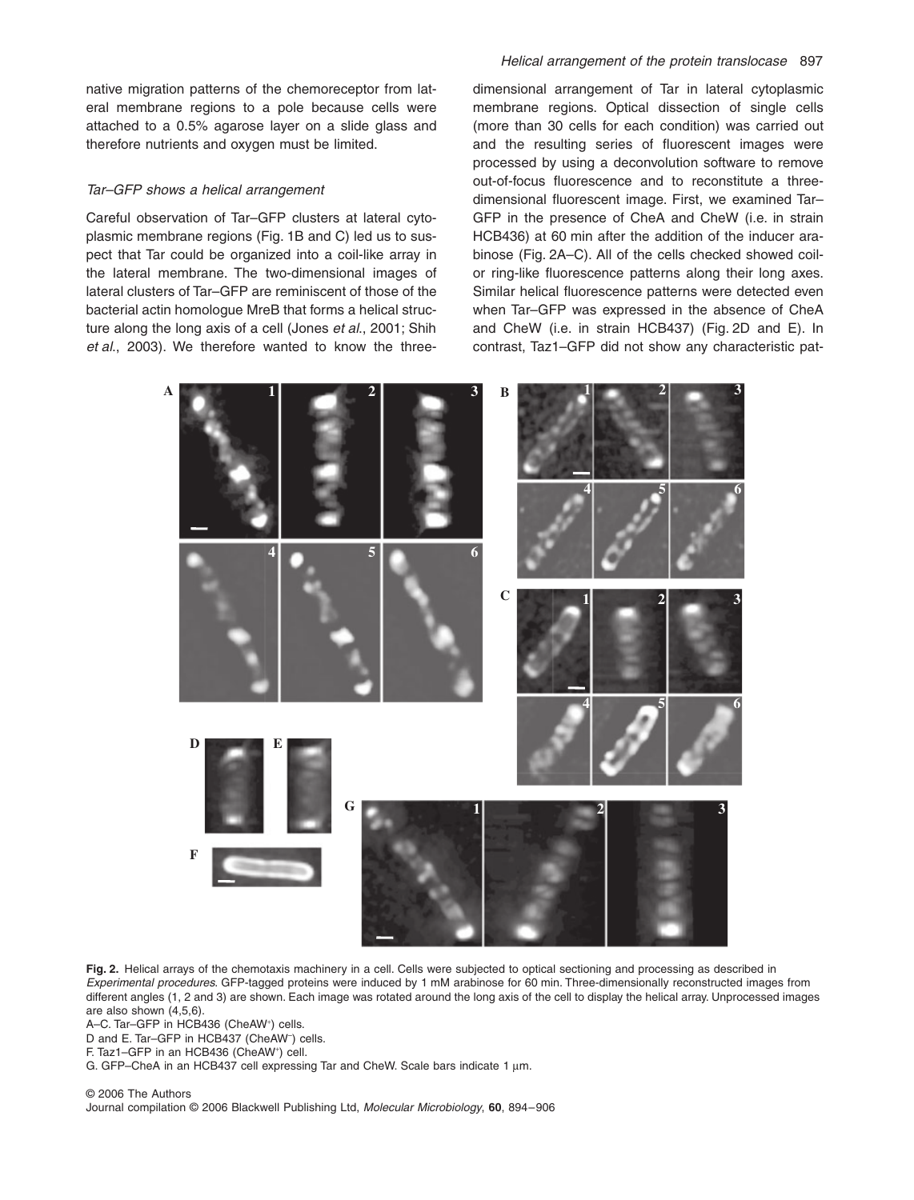native migration patterns of the chemoreceptor from lateral membrane regions to a pole because cells were attached to a 0.5% agarose layer on a slide glass and therefore nutrients and oxygen must be limited.

### *Tar–GFP shows a helical arrangement*

Careful observation of Tar–GFP clusters at lateral cytoplasmic membrane regions (Fig. 1B and C) led us to suspect that Tar could be organized into a coil-like array in the lateral membrane. The two-dimensional images of lateral clusters of Tar–GFP are reminiscent of those of the bacterial actin homologue MreB that forms a helical structure along the long axis of a cell (Jones *et al*., 2001; Shih *et al*., 2003). We therefore wanted to know the three-dimensional arrangement of Tar in lateral cytoplasmic membrane regions. Optical dissection of single cells (more than 30 cells for each condition) was carried out and the resulting series of fluorescent images were processed by using a deconvolution software to remove out-of-focus fluorescence and to reconstitute a three-dimensional fluorescent image. First, we examined Tar–GFP in the presence of CheA and CheW (i.e. in strain HCB436) at 60 min after the addition of the inducer arabinose (Fig. 2A–C). All of the cells checked showed coil- or ring-like fluorescence patterns along their long axes. Similar helical fluorescence patterns were detected even when Tar–GFP was expressed in the absence of CheA and CheW (i.e. in strain HCB437) (Fig. 2D and E). In contrast, Taz1–GFP did not show any characteristic pat-

**Fig. 2.** Helical arrays of the chemotaxis machinery in a cell. Cells were subjected to optical sectioning and processing as described in *Experimental procedures*. GFP-tagged proteins were induced by 1 mM arabinose for 60 min. Three-dimensionally reconstructed images from different angles (1, 2 and 3) are shown. Each image was rotated around the long axis of the cell to display the helical array. Unprocessed images are also shown (4,5,6).

A–C. Tar–GFP in HCB436 (CheAW$^{+}$) cells.

D and E. Tar–GFP in HCB437 (CheAW$^{-}$) cells.

F. Taz1–GFP in an HCB436 (CheAW$^{+}$) cell.

G. GFP–CheA in an HCB437 cell expressing Tar and CheW. Scale bars indicate 1 μm.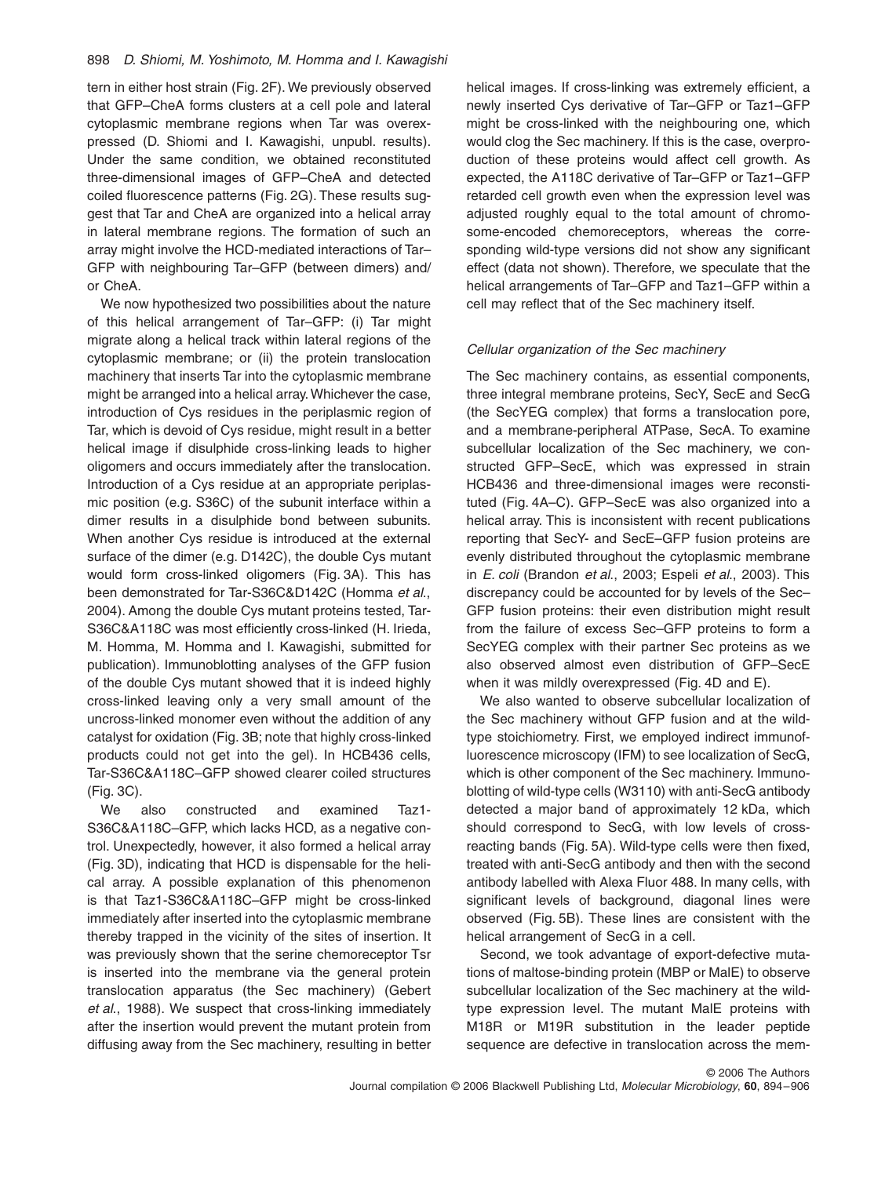tern in either host strain (Fig. 2F). We previously observed that GFP–CheA forms clusters at a cell pole and lateral cytoplasmic membrane regions when Tar was overexpressed (D. Shiomi and I. Kawagishi, unpubl. results). Under the same condition, we obtained reconstituted three-dimensional images of GFP–CheA and detected coiled fluorescence patterns (Fig. 2G). These results suggest that Tar and CheA are organized into a helical array in lateral membrane regions. The formation of such an array might involve the HCD-mediated interactions of Tar–GFP with neighbouring Tar–GFP (between dimers) and/or CheA.

We now hypothesized two possibilities about the nature of this helical arrangement of Tar–GFP: (i) Tar might migrate along a helical track within lateral regions of the cytoplasmic membrane; or (ii) the protein translocation machinery that inserts Tar into the cytoplasmic membrane might be arranged into a helical array. Whichever the case, introduction of Cys residues in the periplasmic region of Tar, which is devoid of Cys residue, might result in a better helical image if disulphide cross-linking leads to higher oligomers and occurs immediately after the translocation. Introduction of a Cys residue at an appropriate periplasmic position (e.g. S36C) of the subunit interface within a dimer results in a disulphide bond between subunits. When another Cys residue is introduced at the external surface of the dimer (e.g. D142C), the double Cys mutant would form cross-linked oligomers (Fig. 3A). This has been demonstrated for Tar-S36C&D142C (Homma *et al.*, 2004). Among the double Cys mutant proteins tested, Tar-S36C&A118C was most efficiently cross-linked (H. Irieda, M. Homma, M. Homma and I. Kawagishi, submitted for publication). Immunoblotting analyses of the GFP fusion of the double Cys mutant showed that it is indeed highly cross-linked leaving only a very small amount of the uncross-linked monomer even without the addition of any catalyst for oxidation (Fig. 3B; note that highly cross-linked products could not get into the gel). In HCB436 cells, Tar-S36C&A118C–GFP showed clearer coiled structures (Fig. 3C).

We also constructed and examined Taz1-S36C&A118C–GFP, which lacks HCD, as a negative control. Unexpectedly, however, it also formed a helical array (Fig. 3D), indicating that HCD is dispensable for the helical array. A possible explanation of this phenomenon is that Taz1-S36C&A118C–GFP might be cross-linked immediately after inserted into the cytoplasmic membrane thereby trapped in the vicinity of the sites of insertion. It was previously shown that the serine chemoreceptor Tsr is inserted into the membrane via the general protein translocation apparatus (the Sec machinery) (Gebert *et al.*, 1988). We suspect that cross-linking immediately after the insertion would prevent the mutant protein from diffusing away from the Sec machinery, resulting in better helical images. If cross-linking was extremely efficient, a newly inserted Cys derivative of Tar–GFP or Taz1–GFP might be cross-linked with the neighbouring one, which would clog the Sec machinery. If this is the case, overproduction of these proteins would affect cell growth. As expected, the A118C derivative of Tar–GFP or Taz1–GFP retarded cell growth even when the expression level was adjusted roughly equal to the total amount of chromosome-encoded chemoreceptors, whereas the corresponding wild-type versions did not show any significant effect (data not shown). Therefore, we speculate that the helical arrangements of Tar–GFP and Taz1–GFP within a cell may reflect that of the Sec machinery itself.

### *Cellular organization of the Sec machinery*

The Sec machinery contains, as essential components, three integral membrane proteins, SecY, SecE and SecG (the SecYEG complex) that forms a translocation pore, and a membrane-peripheral ATPase, SecA. To examine subcellular localization of the Sec machinery, we constructed GFP–SecE, which was expressed in strain HCB436 and three-dimensional images were reconstituted (Fig. 4A–C). GFP–SecE was also organized into a helical array. This is inconsistent with recent publications reporting that SecY- and SecE–GFP fusion proteins are evenly distributed throughout the cytoplasmic membrane in *E. coli* (Brandon *et al.*, 2003; Espeli *et al.*, 2003). This discrepancy could be accounted for by levels of the Sec–GFP fusion proteins: their even distribution might result from the failure of excess Sec–GFP proteins to form a SecYEG complex with their partner Sec proteins as we also observed almost even distribution of GFP–SecE when it was mildly overexpressed (Fig. 4D and E).

We also wanted to observe subcellular localization of the Sec machinery without GFP fusion and at the wild-type stoichiometry. First, we employed indirect immunofluorescence microscopy (IFM) to see localization of SecG, which is other component of the Sec machinery. Immunoblotting of wild-type cells (W3110) with anti-SecG antibody detected a major band of approximately 12 kDa, which should correspond to SecG, with low levels of cross-reacting bands (Fig. 5A). Wild-type cells were then fixed, treated with anti-SecG antibody and then with the second antibody labelled with Alexa Fluor 488. In many cells, with significant levels of background, diagonal lines were observed (Fig. 5B). These lines are consistent with the helical arrangement of SecG in a cell.

Second, we took advantage of export-defective mutations of maltose-binding protein (MBP or MalE) to observe subcellular localization of the Sec machinery at the wild-type expression level. The mutant MalE proteins with M18R or M19R substitution in the leader peptide sequence are defective in translocation across the mem-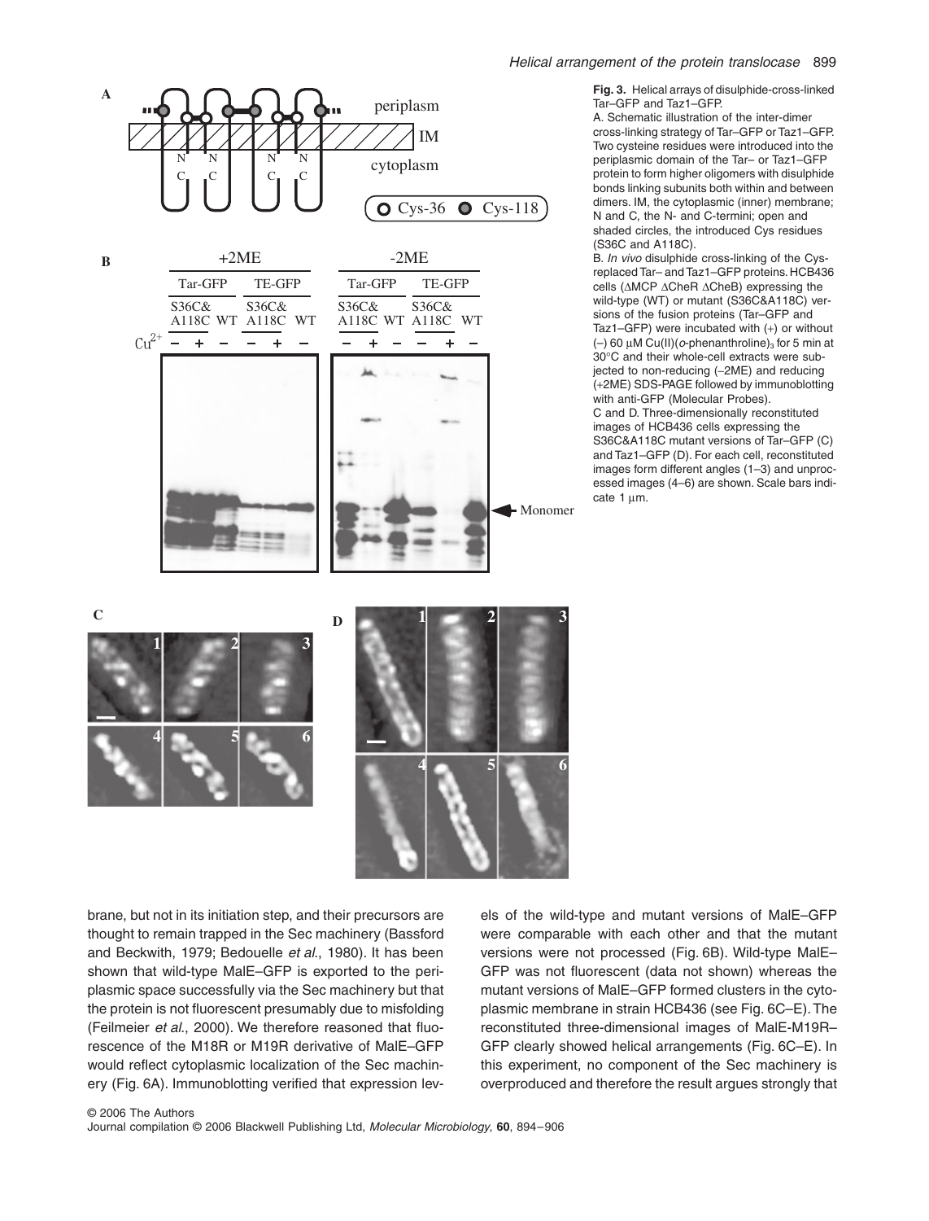**Fig. 3.** Helical arrays of disulphide-cross-linked Tar–GFP and Taz1–GFP.
A. Schematic illustration of the inter-dimer cross-linking strategy of Tar–GFP or Taz1–GFP. Two cysteine residues were introduced into the periplasmic domain of the Tar– or Taz1–GFP protein to form higher oligomers with disulphide bonds linking subunits both within and between dimers. IM, the cytoplasmic (inner) membrane; N and C, the N- and C-termini; open and shaded circles, the introduced Cys residues (S36C and A118C).
B. *In vivo* disulphide cross-linking of the Cys-replaced Tar– and Taz1–GFP proteins. HCB436 cells (ΔMCP ΔCheR ΔCheB) expressing the wild-type (WT) or mutant (S36C&A118C) versions of the fusion proteins (Tar–GFP and Taz1–GFP) were incubated with (+) or without (–) 60 μM Cu(II)(*o*-phenanthroline)$_3$ for 5 min at 30°C and their whole-cell extracts were subjected to non-reducing (–2ME) and reducing (+2ME) SDS-PAGE followed by immunoblotting with anti-GFP (Molecular Probes).
C and D. Three-dimensionally reconstituted images of HCB436 cells expressing the S36C&A118C mutant versions of Tar–GFP (C) and Taz1–GFP (D). For each cell, reconstituted images form different angles (1–3) and unprocessed images (4–6) are shown. Scale bars indicate 1 μm.

brane, but not in its initiation step, and their precursors are thought to remain trapped in the Sec machinery (Bassford and Beckwith, 1979; Bedouelle *et al*., 1980). It has been shown that wild-type MalE–GFP is exported to the periplasmic space successfully via the Sec machinery but that the protein is not fluorescent presumably due to misfolding (Feilmeier *et al*., 2000). We therefore reasoned that fluorescence of the M18R or M19R derivative of MalE–GFP would reflect cytoplasmic localization of the Sec machinery (Fig. 6A). Immunoblotting verified that expression levels of the wild-type and mutant versions of MalE–GFP were comparable with each other and that the mutant versions were not processed (Fig. 6B). Wild-type MalE–GFP was not fluorescent (data not shown) whereas the mutant versions of MalE–GFP formed clusters in the cytoplasmic membrane in strain HCB436 (see Fig. 6C–E). The reconstituted three-dimensional images of MalE-M19R–GFP clearly showed helical arrangements (Fig. 6C–E). In this experiment, no component of the Sec machinery is overproduced and therefore the result argues strongly that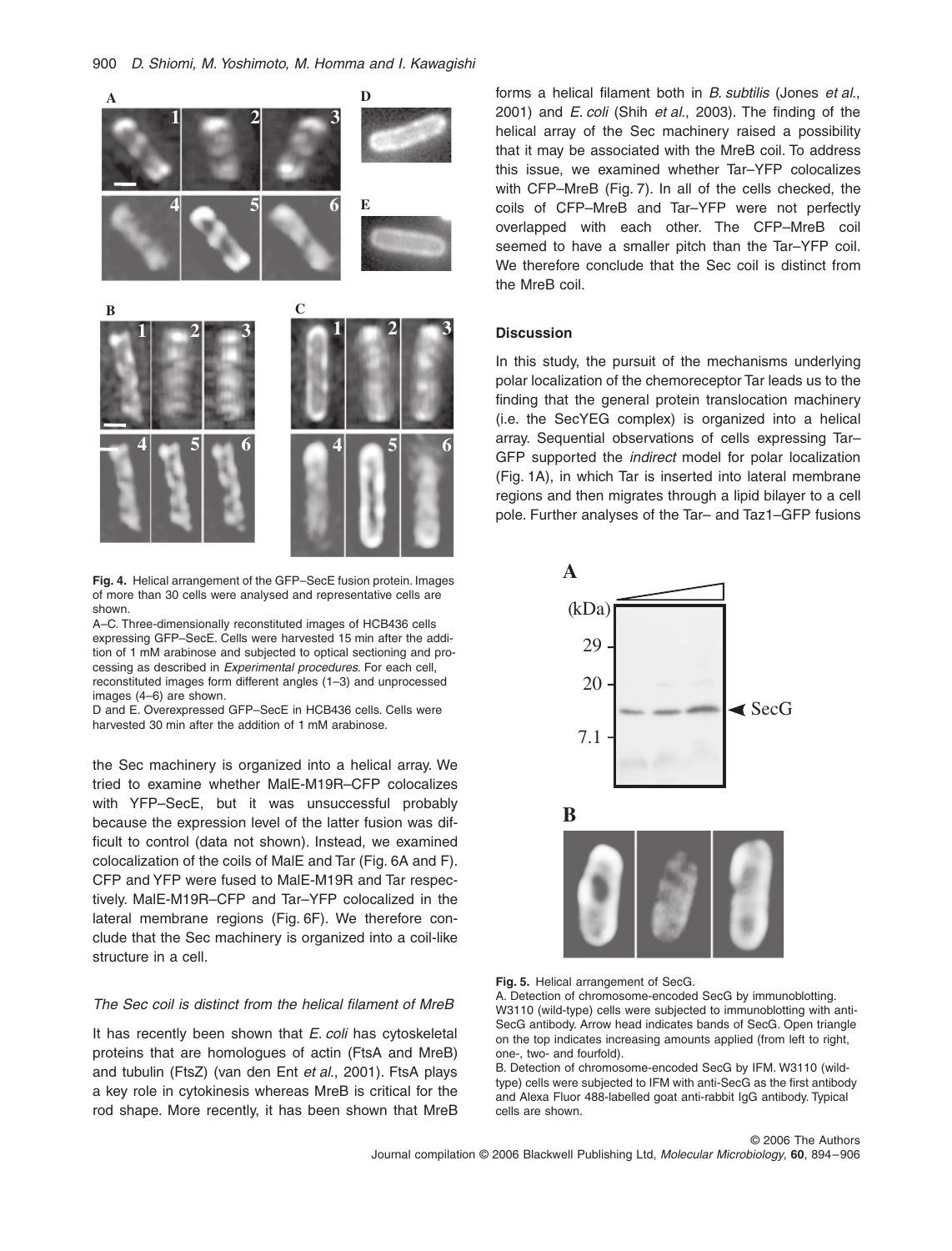**Fig. 4.** Helical arrangement of the GFP–SecE fusion protein. Images of more than 30 cells were analysed and representative cells are shown.

A–C. Three-dimensionally reconstituted images of HCB436 cells expressing GFP–SecE. Cells were harvested 15 min after the addition of 1 mM arabinose and subjected to optical sectioning and processing as described in *Experimental procedures*. For each cell, reconstituted images form different angles (1–3) and unprocessed images (4–6) are shown.

D and E. Overexpressed GFP–SecE in HCB436 cells. Cells were harvested 30 min after the addition of 1 mM arabinose.

the Sec machinery is organized into a helical array. We tried to examine whether MalE-M19R–CFP colocalizes with YFP–SecE, but it was unsuccessful probably because the expression level of the latter fusion was difficult to control (data not shown). Instead, we examined colocalization of the coils of MalE and Tar (Fig. 6A and F). CFP and YFP were fused to MalE-M19R and Tar respectively. MalE-M19R–CFP and Tar–YFP colocalized in the lateral membrane regions (Fig. 6F). We therefore conclude that the Sec machinery is organized into a coil-like structure in a cell.

### *The Sec coil is distinct from the helical filament of MreB*

It has recently been shown that *E. coli* has cytoskeletal proteins that are homologues of actin (FtsA and MreB) and tubulin (FtsZ) (van den Ent *et al*., 2001). FtsA plays a key role in cytokinesis whereas MreB is critical for the rod shape. More recently, it has been shown that MreB forms a helical filament both in *B. subtilis* (Jones *et al*., 2001) and *E. coli* (Shih *et al*., 2003). The finding of the helical array of the Sec machinery raised a possibility that it may be associated with the MreB coil. To address this issue, we examined whether Tar–YFP colocalizes with CFP–MreB (Fig. 7). In all of the cells checked, the coils of CFP–MreB and Tar–YFP were not perfectly overlapped with each other. The CFP–MreB coil seemed to have a smaller pitch than the Tar–YFP coil. We therefore conclude that the Sec coil is distinct from the MreB coil.

## Discussion

In this study, the pursuit of the mechanisms underlying polar localization of the chemoreceptor Tar leads us to the finding that the general protein translocation machinery (i.e. the SecYEG complex) is organized into a helical array. Sequential observations of cells expressing Tar–GFP supported the *indirect* model for polar localization (Fig. 1A), in which Tar is inserted into lateral membrane regions and then migrates through a lipid bilayer to a cell pole. Further analyses of the Tar– and Taz1–GFP fusions

**Fig. 5.** Helical arrangement of SecG.

A. Detection of chromosome-encoded SecG by immunoblotting. W3110 (wild-type) cells were subjected to immunoblotting with anti-SecG antibody. Arrow head indicates bands of SecG. Open triangle on the top indicates increasing amounts applied (from left to right, one-, two- and fourfold).

B. Detection of chromosome-encoded SecG by IFM. W3110 (wild-type) cells were subjected to IFM with anti-SecG as the first antibody and Alexa Fluor 488-labelled goat anti-rabbit IgG antibody. Typical cells are shown.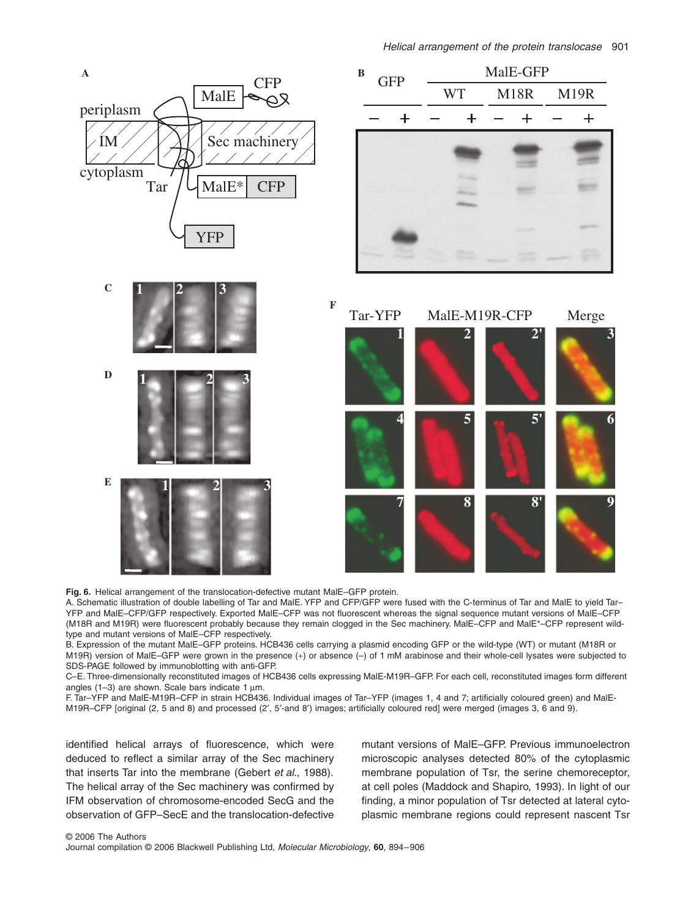**Fig. 6.** Helical arrangement of the translocation-defective mutant MalE–GFP protein.

A. Schematic illustration of double labelling of Tar and MalE. YFP and CFP/GFP were fused with the C-terminus of Tar and MalE to yield Tar–YFP and MalE–CFP/GFP respectively. Exported MalE–CFP was not fluorescent whereas the signal sequence mutant versions of MalE–CFP (M18R and M19R) were fluorescent probably because they remain clogged in the Sec machinery. MalE–CFP and MalE*–CFP represent wild-type and mutant versions of MalE–CFP respectively.

B. Expression of the mutant MalE–GFP proteins. HCB436 cells carrying a plasmid encoding GFP or the wild-type (WT) or mutant (M18R or M19R) version of MalE–GFP were grown in the presence (+) or absence (–) of 1 mM arabinose and their whole-cell lysates were subjected to SDS-PAGE followed by immunoblotting with anti-GFP.

C–E. Three-dimensionally reconstituted images of HCB436 cells expressing MalE-M19R–GFP. For each cell, reconstituted images form different angles (1–3) are shown. Scale bars indicate 1 μm.

F. Tar–YFP and MalE-M19R–CFP in strain HCB436. Individual images of Tar–YFP (images 1, 4 and 7; artificially coloured green) and MalE-M19R–CFP [original (2, 5 and 8) and processed (2′, 5′-and 8′) images; artificially coloured red] were merged (images 3, 6 and 9).

identified helical arrays of fluorescence, which were deduced to reflect a similar array of the Sec machinery that inserts Tar into the membrane (Gebert *et al*., 1988). The helical array of the Sec machinery was confirmed by IFM observation of chromosome-encoded SecG and the observation of GFP–SecE and the translocation-defective mutant versions of MalE–GFP. Previous immunoelectron microscopic analyses detected 80% of the cytoplasmic membrane population of Tsr, the serine chemoreceptor, at cell poles (Maddock and Shapiro, 1993). In light of our finding, a minor population of Tsr detected at lateral cytoplasmic membrane regions could represent nascent Tsr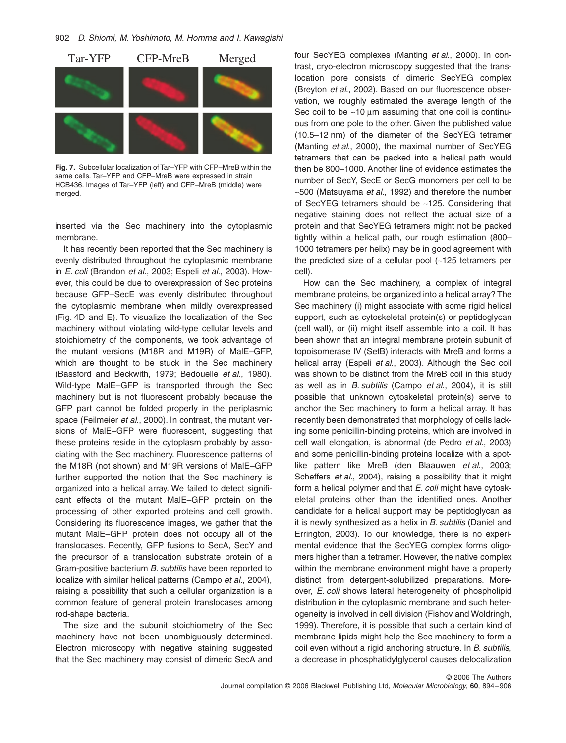Tar-YFP CFP-MreB Merged

**Fig. 7.** Subcellular localization of Tar–YFP with CFP–MreB within the same cells. Tar–YFP and CFP–MreB were expressed in strain HCB436. Images of Tar–YFP (left) and CFP–MreB (middle) were merged.

inserted via the Sec machinery into the cytoplasmic membrane.

It has recently been reported that the Sec machinery is evenly distributed throughout the cytoplasmic membrane in *E. coli* (Brandon *et al*., 2003; Espeli *et al*., 2003). However, this could be due to overexpression of Sec proteins because GFP–SecE was evenly distributed throughout the cytoplasmic membrane when mildly overexpressed (Fig. 4D and E). To visualize the localization of the Sec machinery without violating wild-type cellular levels and stoichiometry of the components, we took advantage of the mutant versions (M18R and M19R) of MalE–GFP, which are thought to be stuck in the Sec machinery (Bassford and Beckwith, 1979; Bedouelle *et al*., 1980). Wild-type MalE–GFP is transported through the Sec machinery but is not fluorescent probably because the GFP part cannot be folded properly in the periplasmic space (Feilmeier *et al*., 2000). In contrast, the mutant versions of MalE–GFP were fluorescent, suggesting that these proteins reside in the cytoplasm probably by associating with the Sec machinery. Fluorescence patterns of the M18R (not shown) and M19R versions of MalE–GFP further supported the notion that the Sec machinery is organized into a helical array. We failed to detect significant effects of the mutant MalE–GFP protein on the processing of other exported proteins and cell growth. Considering its fluorescence images, we gather that the mutant MalE–GFP protein does not occupy all of the translocases. Recently, GFP fusions to SecA, SecY and the precursor of a translocation substrate protein of a Gram-positive bacterium *B. subtilis* have been reported to localize with similar helical patterns (Campo *et al*., 2004), raising a possibility that such a cellular organization is a common feature of general protein translocases among rod-shape bacteria.

The size and the subunit stoichiometry of the Sec machinery have not been unambiguously determined. Electron microscopy with negative staining suggested that the Sec machinery may consist of dimeric SecA and four SecYEG complexes (Manting *et al*., 2000). In contrast, cryo-electron microscopy suggested that the translocation pore consists of dimeric SecYEG complex (Breyton *et al*., 2002). Based on our fluorescence observation, we roughly estimated the average length of the Sec coil to be ~10 μm assuming that one coil is continuous from one pole to the other. Given the published value (10.5–12 nm) of the diameter of the SecYEG tetramer (Manting *et al*., 2000), the maximal number of SecYEG tetramers that can be packed into a helical path would then be 800–1000. Another line of evidence estimates the number of SecY, SecE or SecG monomers per cell to be ~500 (Matsuyama *et al*., 1992) and therefore the number of SecYEG tetramers should be ~125. Considering that negative staining does not reflect the actual size of a protein and that SecYEG tetramers might not be packed tightly within a helical path, our rough estimation (800–1000 tetramers per helix) may be in good agreement with the predicted size of a cellular pool (~125 tetramers per cell).

How can the Sec machinery, a complex of integral membrane proteins, be organized into a helical array? The Sec machinery (i) might associate with some rigid helical support, such as cytoskeletal protein(s) or peptidoglycan (cell wall), or (ii) might itself assemble into a coil. It has been shown that an integral membrane protein subunit of topoisomerase IV (SetB) interacts with MreB and forms a helical array (Espeli *et al*., 2003). Although the Sec coil was shown to be distinct from the MreB coil in this study as well as in *B. subtilis* (Campo *et al*., 2004), it is still possible that unknown cytoskeletal protein(s) serve to anchor the Sec machinery to form a helical array. It has recently been demonstrated that morphology of cells lacking some penicillin-binding proteins, which are involved in cell wall elongation, is abnormal (de Pedro *et al*., 2003) and some penicillin-binding proteins localize with a spot-like pattern like MreB (den Blaauwen *et al*., 2003; Scheffers *et al*., 2004), raising a possibility that it might form a helical polymer and that *E. coli* might have cytoskeletal proteins other than the identified ones. Another candidate for a helical support may be peptidoglycan as it is newly synthesized as a helix in *B. subtilis* (Daniel and Errington, 2003). To our knowledge, there is no experimental evidence that the SecYEG complex forms oligomers higher than a tetramer. However, the native complex within the membrane environment might have a property distinct from detergent-solubilized preparations. Moreover, *E. coli* shows lateral heterogeneity of phospholipid distribution in the cytoplasmic membrane and such heterogeneity is involved in cell division (Fishov and Woldringh, 1999). Therefore, it is possible that such a certain kind of membrane lipids might help the Sec machinery to form a coil even without a rigid anchoring structure. In *B. subtilis*, a decrease in phosphatidylglycerol causes delocalization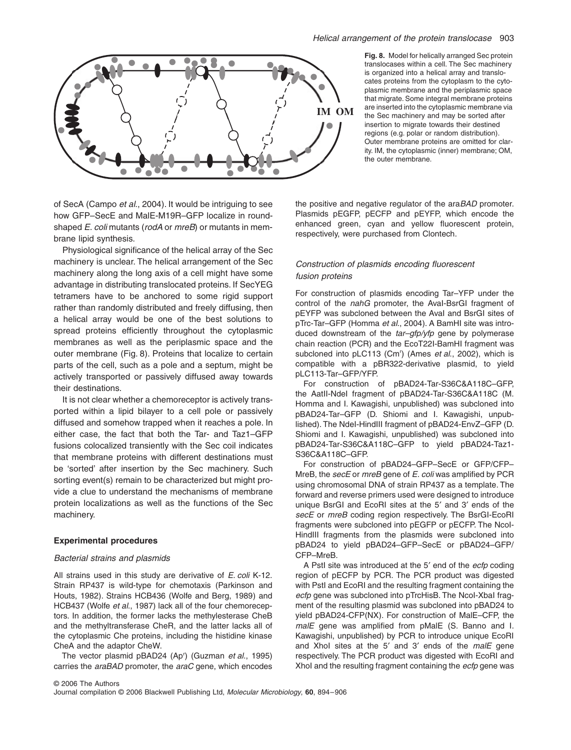**Fig. 8.** Model for helically arranged Sec protein translocases within a cell. The Sec machinery is organized into a helical array and translocates proteins from the cytoplasm to the cytoplasmic membrane and the periplasmic space that migrate. Some integral membrane proteins are inserted into the cytoplasmic membrane via the Sec machinery and may be sorted after insertion to migrate towards their destined regions (e.g. polar or random distribution). Outer membrane proteins are omitted for clarity. IM, the cytoplasmic (inner) membrane; OM, the outer membrane.

of SecA (Campo *et al.*, 2004). It would be intriguing to see how GFP–SecE and MalE-M19R–GFP localize in round-shaped *E. coli* mutants (*rodA* or *mreB*) or mutants in membrane lipid synthesis.

Physiological significance of the helical array of the Sec machinery is unclear. The helical arrangement of the Sec machinery along the long axis of a cell might have some advantage in distributing translocated proteins. If SecYEG tetramers have to be anchored to some rigid support rather than randomly distributed and freely diffusing, then a helical array would be one of the best solutions to spread proteins efficiently throughout the cytoplasmic membranes as well as the periplasmic space and the outer membrane (Fig. 8). Proteins that localize to certain parts of the cell, such as a pole and a septum, might be actively transported or passively diffused away towards their destinations.

It is not clear whether a chemoreceptor is actively transported within a lipid bilayer to a cell pole or passively diffused and somehow trapped when it reaches a pole. In either case, the fact that both the Tar- and Taz1–GFP fusions colocalized transiently with the Sec coil indicates that membrane proteins with different destinations must be 'sorted' after insertion by the Sec machinery. Such sorting event(s) remain to be characterized but might provide a clue to understand the mechanisms of membrane protein localizations as well as the functions of the Sec machinery.

## Experimental procedures

### Bacterial strains and plasmids

All strains used in this study are derivative of *E. coli* K-12. Strain RP437 is wild-type for chemotaxis (Parkinson and Houts, 1982). Strains HCB436 (Wolfe and Berg, 1989) and HCB437 (Wolfe *et al.*, 1987) lack all of the four chemoreceptors. In addition, the former lacks the methylesterase CheB and the methyltransferase CheR, and the latter lacks all of the cytoplasmic Che proteins, including the histidine kinase CheA and the adaptor CheW.

The vector plasmid pBAD24 (Ap[r]) (Guzman *et al.*, 1995) carries the *araBAD* promoter, the *araC* gene, which encodes the positive and negative regulator of the ara*BAD* promoter. Plasmids pEGFP, pECFP and pEYFP, which encode the enhanced green, cyan and yellow fluorescent protein, respectively, were purchased from Clontech.

### Construction of plasmids encoding fluorescent fusion proteins

For construction of plasmids encoding Tar–YFP under the control of the *nahG* promoter, the AvaI-BsrGI fragment of pEYFP was subcloned between the AvaI and BsrGI sites of pTrc-Tar–GFP (Homma *et al.*, 2004). A BamHI site was introduced downstream of the *tar–gfp/yfp* gene by polymerase chain reaction (PCR) and the EcoT22I-BamHI fragment was subcloned into pLC113 (Cm[r]) (Ames *et al.*, 2002), which is compatible with a pBR322-derivative plasmid, to yield pLC113-Tar–GFP/YFP.

For construction of pBAD24-Tar-S36C&A118C–GFP, the AatII-NdeI fragment of pBAD24-Tar-S36C&A118C (M. Homma and I. Kawagishi, unpublished) was subcloned into pBAD24-Tar–GFP (D. Shiomi and I. Kawagishi, unpublished). The NdeI-HindIII fragment of pBAD24-EnvZ–GFP (D. Shiomi and I. Kawagishi, unpublished) was subcloned into pBAD24-Tar-S36C&A118C–GFP to yield pBAD24-Taz1-S36C&A118C–GFP.

For construction of pBAD24–GFP–SecE or GFP/CFP–MreB, the *secE* or *mreB* gene of *E. coli* was amplified by PCR using chromosomal DNA of strain RP437 as a template. The forward and reverse primers used were designed to introduce unique BsrGI and EcoRI sites at the 5′ and 3′ ends of the *secE* or *mreB* coding region respectively. The BsrGI-EcoRI fragments were subcloned into pEGFP or pECFP. The NcoI-HindIII fragments from the plasmids were subcloned into pBAD24 to yield pBAD24–GFP–SecE or pBAD24–GFP/CFP–MreB.

A PstI site was introduced at the 5′ end of the *ecfp* coding region of pECFP by PCR. The PCR product was digested with PstI and EcoRI and the resulting fragment containing the *ecfp* gene was subcloned into pTrcHisB. The NcoI-XbaI fragment of the resulting plasmid was subcloned into pBAD24 to yield pBAD24-CFP(NX). For construction of MalE–CFP, the *malE* gene was amplified from pMalE (S. Banno and I. Kawagishi, unpublished) by PCR to introduce unique EcoRI and XhoI sites at the 5′ and 3′ ends of the *malE* gene respectively. The PCR product was digested with EcoRI and XhoI and the resulting fragment containing the *ecfp* gene was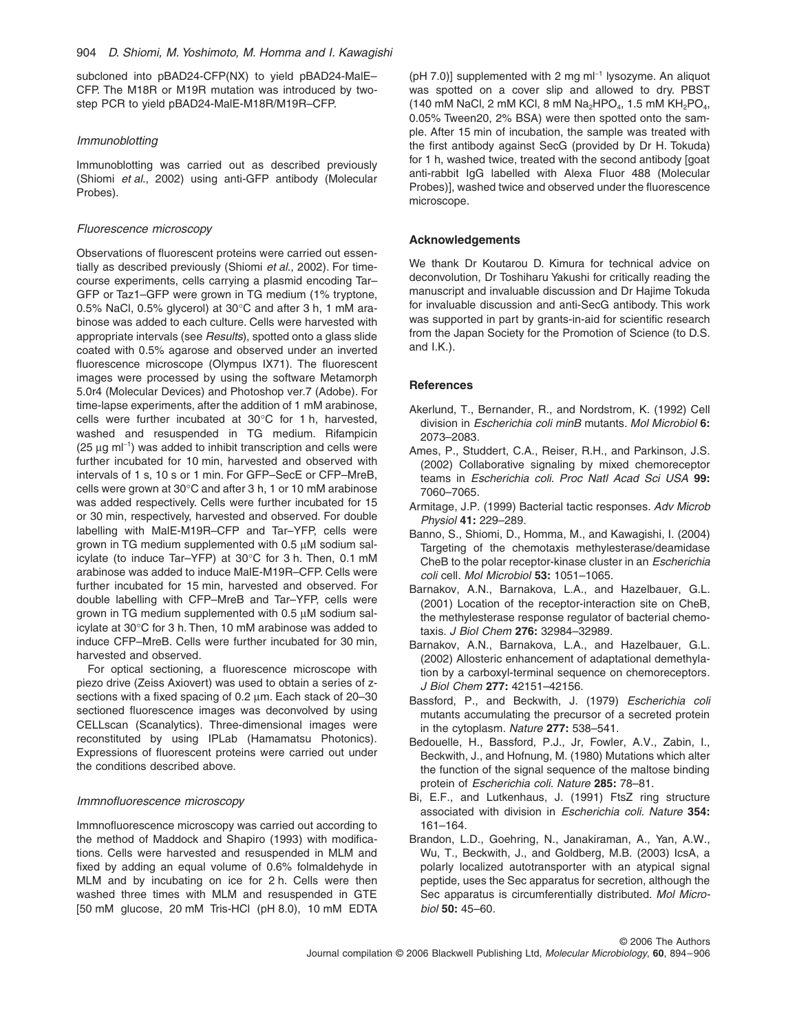subcloned into pBAD24-CFP(NX) to yield pBAD24-MalE–CFP. The M18R or M19R mutation was introduced by two-step PCR to yield pBAD24-MalE-M18R/M19R–CFP.

### *Immunoblotting*

Immunoblotting was carried out as described previously (Shiomi *et al*., 2002) using anti-GFP antibody (Molecular Probes).

### *Fluorescence microscopy*

Observations of fluorescent proteins were carried out essentially as described previously (Shiomi *et al*., 2002). For time-course experiments, cells carrying a plasmid encoding Tar–GFP or Taz1–GFP were grown in TG medium (1% tryptone, 0.5% NaCl, 0.5% glycerol) at 30°C and after 3 h, 1 mM arabinose was added to each culture. Cells were harvested with appropriate intervals (see *Results*), spotted onto a glass slide coated with 0.5% agarose and observed under an inverted fluorescence microscope (Olympus IX71). The fluorescent images were processed by using the software Metamorph 5.0r4 (Molecular Devices) and Photoshop ver.7 (Adobe). For time-lapse experiments, after the addition of 1 mM arabinose, cells were further incubated at 30°C for 1 h, harvested, washed and resuspended in TG medium. Rifampicin (25 μg ml$^{-1}$) was added to inhibit transcription and cells were further incubated for 10 min, harvested and observed with intervals of 1 s, 10 s or 1 min. For GFP–SecE or CFP–MreB, cells were grown at 30°C and after 3 h, 1 or 10 mM arabinose was added respectively. Cells were further incubated for 15 or 30 min, respectively, harvested and observed. For double labelling with MalE-M19R–CFP and Tar–YFP, cells were grown in TG medium supplemented with 0.5 μM sodium salicylate (to induce Tar–YFP) at 30°C for 3 h. Then, 0.1 mM arabinose was added to induce MalE-M19R–CFP. Cells were further incubated for 15 min, harvested and observed. For double labelling with CFP–MreB and Tar–YFP, cells were grown in TG medium supplemented with 0.5 μM sodium salicylate at 30°C for 3 h. Then, 10 mM arabinose was added to induce CFP–MreB. Cells were further incubated for 30 min, harvested and observed.

For optical sectioning, a fluorescence microscope with piezo drive (Zeiss Axiovert) was used to obtain a series of z-sections with a fixed spacing of 0.2 μm. Each stack of 20–30 sectioned fluorescence images was deconvolved by using CELLscan (Scanalytics). Three-dimensional images were reconstituted by using IPLab (Hamamatsu Photonics). Expressions of fluorescent proteins were carried out under the conditions described above.

### *Immnofluorescence microscopy*

Immnofluorescence microscopy was carried out according to the method of Maddock and Shapiro (1993) with modifications. Cells were harvested and resuspended in MLM and fixed by adding an equal volume of 0.6% folmaldehyde in MLM and by incubating on ice for 2 h. Cells were then washed three times with MLM and resuspended in GTE [50 mM glucose, 20 mM Tris-HCl (pH 8.0), 10 mM EDTA (pH 7.0)] supplemented with 2 mg ml$^{-1}$ lysozyme. An aliquot was spotted on a cover slip and allowed to dry. PBST (140 mM NaCl, 2 mM KCl, 8 mM $Na_2HPO_4$, 1.5 mM $KH_2PO_4$, 0.05% Tween20, 2% BSA) were then spotted onto the sample. After 15 min of incubation, the sample was treated with the first antibody against SecG (provided by Dr H. Tokuda) for 1 h, washed twice, treated with the second antibody [goat anti-rabbit IgG labelled with Alexa Fluor 488 (Molecular Probes)], washed twice and observed under the fluorescence microscope.

## Acknowledgements

We thank Dr Koutarou D. Kimura for technical advice on deconvolution, Dr Toshiharu Yakushi for critically reading the manuscript and invaluable discussion and Dr Hajime Tokuda for invaluable discussion and anti-SecG antibody. This work was supported in part by grants-in-aid for scientific research from the Japan Society for the Promotion of Science (to D.S. and I.K.).

## References

Akerlund, T., Bernander, R., and Nordstrom, K. (1992) Cell division in *Escherichia coli minB* mutants. *Mol Microbiol* **6:** 2073–2083.

Ames, P., Studdert, C.A., Reiser, R.H., and Parkinson, J.S. (2002) Collaborative signaling by mixed chemoreceptor teams in *Escherichia coli*. *Proc Natl Acad Sci USA* **99:** 7060–7065.

Armitage, J.P. (1999) Bacterial tactic responses. *Adv Microb Physiol* **41:** 229–289.

Banno, S., Shiomi, D., Homma, M., and Kawagishi, I. (2004) Targeting of the chemotaxis methylesterase/deamidase CheB to the polar receptor-kinase cluster in an *Escherichia coli* cell. *Mol Microbiol* **53:** 1051–1065.

Barnakov, A.N., Barnakova, L.A., and Hazelbauer, G.L. (2001) Location of the receptor-interaction site on CheB, the methylesterase response regulator of bacterial chemotaxis. *J Biol Chem* **276:** 32984–32989.

Barnakov, A.N., Barnakova, L.A., and Hazelbauer, G.L. (2002) Allosteric enhancement of adaptational demethylation by a carboxyl-terminal sequence on chemoreceptors. *J Biol Chem* **277:** 42151–42156.

Bassford, P., and Beckwith, J. (1979) *Escherichia coli* mutants accumulating the precursor of a secreted protein in the cytoplasm. *Nature* **277:** 538–541.

Bedouelle, H., Bassford, P.J., Jr, Fowler, A.V., Zabin, I., Beckwith, J., and Hofnung, M. (1980) Mutations which alter the function of the signal sequence of the maltose binding protein of *Escherichia coli*. *Nature* **285:** 78–81.

Bi, E.F., and Lutkenhaus, J. (1991) FtsZ ring structure associated with division in *Escherichia coli*. *Nature* **354:** 161–164.

Brandon, L.D., Goehring, N., Janakiraman, A., Yan, A.W., Wu, T., Beckwith, J., and Goldberg, M.B. (2003) IcsA, a polarly localized autotransporter with an atypical signal peptide, uses the Sec apparatus for secretion, although the Sec apparatus is circumferentially distributed. *Mol Microbiol* **50:** 45–60.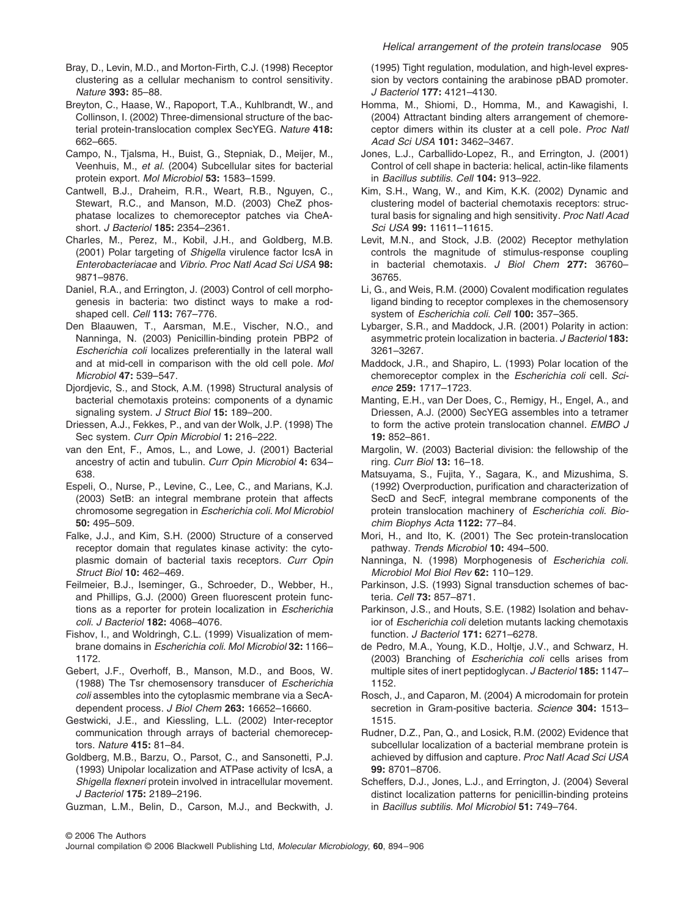Bray, D., Levin, M.D., and Morton-Firth, C.J. (1998) Receptor clustering as a cellular mechanism to control sensitivity. *Nature* **393:** 85–88.

Breyton, C., Haase, W., Rapoport, T.A., Kuhlbrandt, W., and Collinson, I. (2002) Three-dimensional structure of the bacterial protein-translocation complex SecYEG. *Nature* **418:** 662–665.

Campo, N., Tjalsma, H., Buist, G., Stepniak, D., Meijer, M., Veenhuis, M., *et al.* (2004) Subcellular sites for bacterial protein export. *Mol Microbiol* **53:** 1583–1599.

Cantwell, B.J., Draheim, R.R., Weart, R.B., Nguyen, C., Stewart, R.C., and Manson, M.D. (2003) CheZ phosphatase localizes to chemoreceptor patches via CheA-short. *J Bacteriol* **185:** 2354–2361.

Charles, M., Perez, M., Kobil, J.H., and Goldberg, M.B. (2001) Polar targeting of *Shigella* virulence factor IcsA in *Enterobacteriacae* and *Vibrio*. *Proc Natl Acad Sci USA* **98:** 9871–9876.

Daniel, R.A., and Errington, J. (2003) Control of cell morphogenesis in bacteria: two distinct ways to make a rod-shaped cell. *Cell* **113:** 767–776.

Den Blaauwen, T., Aarsman, M.E., Vischer, N.O., and Nanninga, N. (2003) Penicillin-binding protein PBP2 of *Escherichia coli* localizes preferentially in the lateral wall and at mid-cell in comparison with the old cell pole. *Mol Microbiol* **47:** 539–547.

Djordjevic, S., and Stock, A.M. (1998) Structural analysis of bacterial chemotaxis proteins: components of a dynamic signaling system. *J Struct Biol* **15:** 189–200.

Driessen, A.J., Fekkes, P., and van der Wolk, J.P. (1998) The Sec system. *Curr Opin Microbiol* **1:** 216–222.

van den Ent, F., Amos, L., and Lowe, J. (2001) Bacterial ancestry of actin and tubulin. *Curr Opin Microbiol* **4:** 634–638.

Espeli, O., Nurse, P., Levine, C., Lee, C., and Marians, K.J. (2003) SetB: an integral membrane protein that affects chromosome segregation in *Escherichia coli*. *Mol Microbiol* **50:** 495–509.

Falke, J.J., and Kim, S.H. (2000) Structure of a conserved receptor domain that regulates kinase activity: the cytoplasmic domain of bacterial taxis receptors. *Curr Opin Struct Biol* **10:** 462–469.

Feilmeier, B.J., Iseminger, G., Schroeder, D., Webber, H., and Phillips, G.J. (2000) Green fluorescent protein functions as a reporter for protein localization in *Escherichia coli*. *J Bacteriol* **182:** 4068–4076.

Fishov, I., and Woldringh, C.L. (1999) Visualization of membrane domains in *Escherichia coli*. *Mol Microbiol* **32:** 1166–1172.

Gebert, J.F., Overhoff, B., Manson, M.D., and Boos, W. (1988) The Tsr chemosensory transducer of *Escherichia coli* assembles into the cytoplasmic membrane via a SecA-dependent process. *J Biol Chem* **263:** 16652–16660.

Gestwicki, J.E., and Kiessling, L.L. (2002) Inter-receptor communication through arrays of bacterial chemoreceptors. *Nature* **415:** 81–84.

Goldberg, M.B., Barzu, O., Parsot, C., and Sansonetti, P.J. (1993) Unipolar localization and ATPase activity of IcsA, a *Shigella flexneri* protein involved in intracellular movement. *J Bacteriol* **175:** 2189–2196.

Guzman, L.M., Belin, D., Carson, M.J., and Beckwith, J. (1995) Tight regulation, modulation, and high-level expression by vectors containing the arabinose pBAD promoter. *J Bacteriol* **177:** 4121–4130.

Homma, M., Shiomi, D., Homma, M., and Kawagishi, I. (2004) Attractant binding alters arrangement of chemoreceptor dimers within its cluster at a cell pole. *Proc Natl Acad Sci USA* **101:** 3462–3467.

Jones, L.J., Carballido-Lopez, R., and Errington, J. (2001) Control of cell shape in bacteria: helical, actin-like filaments in *Bacillus subtilis*. *Cell* **104:** 913–922.

Kim, S.H., Wang, W., and Kim, K.K. (2002) Dynamic and clustering model of bacterial chemotaxis receptors: structural basis for signaling and high sensitivity. *Proc Natl Acad Sci USA* **99:** 11611–11615.

Levit, M.N., and Stock, J.B. (2002) Receptor methylation controls the magnitude of stimulus-response coupling in bacterial chemotaxis. *J Biol Chem* **277:** 36760–36765.

Li, G., and Weis, R.M. (2000) Covalent modification regulates ligand binding to receptor complexes in the chemosensory system of *Escherichia coli*. *Cell* **100:** 357–365.

Lybarger, S.R., and Maddock, J.R. (2001) Polarity in action: asymmetric protein localization in bacteria. *J Bacteriol* **183:** 3261–3267.

Maddock, J.R., and Shapiro, L. (1993) Polar location of the chemoreceptor complex in the *Escherichia coli* cell. *Science* **259:** 1717–1723.

Manting, E.H., van Der Does, C., Remigy, H., Engel, A., and Driessen, A.J. (2000) SecYEG assembles into a tetramer to form the active protein translocation channel. *EMBO J* **19:** 852–861.

Margolin, W. (2003) Bacterial division: the fellowship of the ring. *Curr Biol* **13:** 16–18.

Matsuyama, S., Fujita, Y., Sagara, K., and Mizushima, S. (1992) Overproduction, purification and characterization of SecD and SecF, integral membrane components of the protein translocation machinery of *Escherichia coli*. *Biochim Biophys Acta* **1122:** 77–84.

Mori, H., and Ito, K. (2001) The Sec protein-translocation pathway. *Trends Microbiol* **10:** 494–500.

Nanninga, N. (1998) Morphogenesis of *Escherichia coli*. *Microbiol Mol Biol Rev* **62:** 110–129.

Parkinson, J.S. (1993) Signal transduction schemes of bacteria. *Cell* **73:** 857–871.

Parkinson, J.S., and Houts, S.E. (1982) Isolation and behavior of *Escherichia coli* deletion mutants lacking chemotaxis function. *J Bacteriol* **171:** 6271–6278.

de Pedro, M.A., Young, K.D., Holtje, J.V., and Schwarz, H. (2003) Branching of *Escherichia coli* cells arises from multiple sites of inert peptidoglycan. *J Bacteriol* **185:** 1147–1152.

Rosch, J., and Caparon, M. (2004) A microdomain for protein secretion in Gram-positive bacteria. *Science* **304:** 1513–1515.

Rudner, D.Z., Pan, Q., and Losick, R.M. (2002) Evidence that subcellular localization of a bacterial membrane protein is achieved by diffusion and capture. *Proc Natl Acad Sci USA* **99:** 8701–8706.

Scheffers, D.J., Jones, L.J., and Errington, J. (2004) Several distinct localization patterns for penicillin-binding proteins in *Bacillus subtilis*. *Mol Microbiol* **51:** 749–764.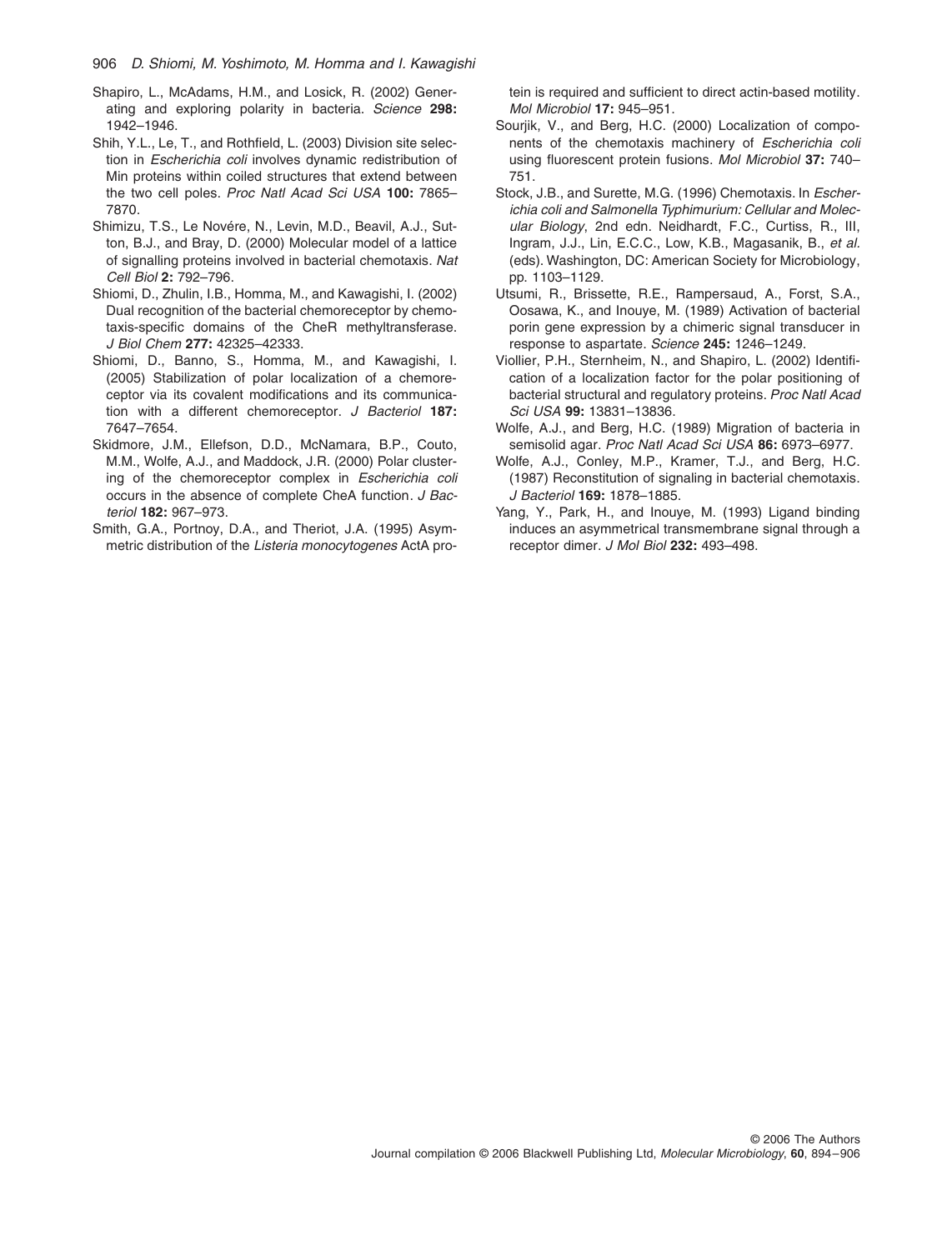Shapiro, L., McAdams, H.M., and Losick, R. (2002) Generating and exploring polarity in bacteria. *Science* **298:** 1942–1946.

Shih, Y.L., Le, T., and Rothfield, L. (2003) Division site selection in *Escherichia coli* involves dynamic redistribution of Min proteins within coiled structures that extend between the two cell poles. *Proc Natl Acad Sci USA* **100:** 7865–7870.

Shimizu, T.S., Le Novére, N., Levin, M.D., Beavil, A.J., Sutton, B.J., and Bray, D. (2000) Molecular model of a lattice of signalling proteins involved in bacterial chemotaxis. *Nat Cell Biol* **2:** 792–796.

Shiomi, D., Zhulin, I.B., Homma, M., and Kawagishi, I. (2002) Dual recognition of the bacterial chemoreceptor by chemotaxis-specific domains of the CheR methyltransferase. *J Biol Chem* **277:** 42325–42333.

Shiomi, D., Banno, S., Homma, M., and Kawagishi, I. (2005) Stabilization of polar localization of a chemoreceptor via its covalent modifications and its communication with a different chemoreceptor. *J Bacteriol* **187:** 7647–7654.

Skidmore, J.M., Ellefson, D.D., McNamara, B.P., Couto, M.M., Wolfe, A.J., and Maddock, J.R. (2000) Polar clustering of the chemoreceptor complex in *Escherichia coli* occurs in the absence of complete CheA function. *J Bacteriol* **182:** 967–973.

Smith, G.A., Portnoy, D.A., and Theriot, J.A. (1995) Asymmetric distribution of the *Listeria monocytogenes* ActA protein is required and sufficient to direct actin-based motility. *Mol Microbiol* **17:** 945–951.

Sourjik, V., and Berg, H.C. (2000) Localization of components of the chemotaxis machinery of *Escherichia coli* using fluorescent protein fusions. *Mol Microbiol* **37:** 740–751.

Stock, J.B., and Surette, M.G. (1996) Chemotaxis. In *Escherichia coli and Salmonella Typhimurium: Cellular and Molecular Biology*, 2nd edn. Neidhardt, F.C., Curtiss, R., III, Ingram, J.J., Lin, E.C.C., Low, K.B., Magasanik, B., *et al.* (eds). Washington, DC: American Society for Microbiology, pp. 1103–1129.

Utsumi, R., Brissette, R.E., Rampersaud, A., Forst, S.A., Oosawa, K., and Inouye, M. (1989) Activation of bacterial porin gene expression by a chimeric signal transducer in response to aspartate. *Science* **245:** 1246–1249.

Viollier, P.H., Sternheim, N., and Shapiro, L. (2002) Identification of a localization factor for the polar positioning of bacterial structural and regulatory proteins. *Proc Natl Acad Sci USA* **99:** 13831–13836.

Wolfe, A.J., and Berg, H.C. (1989) Migration of bacteria in semisolid agar. *Proc Natl Acad Sci USA* **86:** 6973–6977.

Wolfe, A.J., Conley, M.P., Kramer, T.J., and Berg, H.C. (1987) Reconstitution of signaling in bacterial chemotaxis. *J Bacteriol* **169:** 1878–1885.

Yang, Y., Park, H., and Inouye, M. (1993) Ligand binding induces an asymmetrical transmembrane signal through a receptor dimer. *J Mol Biol* **232:** 493–498.